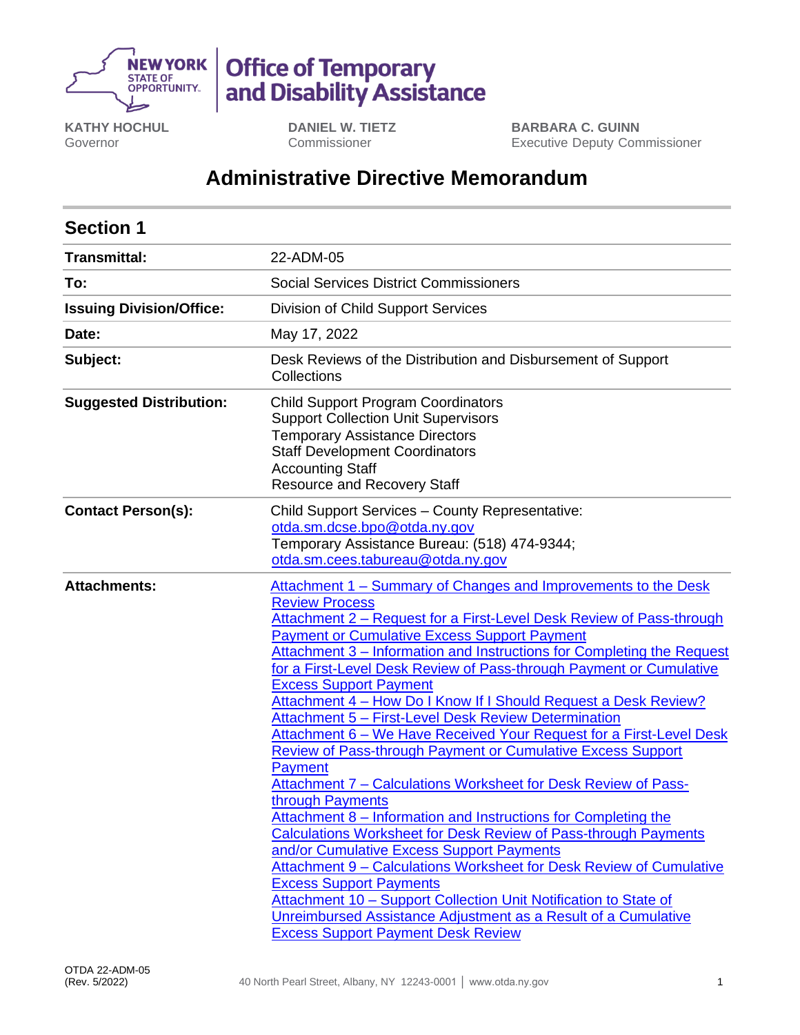**NEW YORK STATE OF OPPORTUNITY.** | **Office of Temporary and Disability Assistance**

**KATHY HOCHUL**
Governor

**DANIEL W. TIETZ**
Commissioner

**BARBARA C. GUINN**
Executive Deputy Commissioner

# Administrative Directive Memorandum

## Section 1

| | |
|---|---|
| **Transmittal:** | 22-ADM-05 |
| **To:** | Social Services District Commissioners |
| **Issuing Division/Office:** | Division of Child Support Services |
| **Date:** | May 17, 2022 |
| **Subject:** | Desk Reviews of the Distribution and Disbursement of Support Collections |
| **Suggested Distribution:** | Child Support Program Coordinators<br>Support Collection Unit Supervisors<br>Temporary Assistance Directors<br>Staff Development Coordinators<br>Accounting Staff<br>Resource and Recovery Staff |
| **Contact Person(s):** | Child Support Services – County Representative: otda.sm.dcse.bpo@otda.ny.gov<br>Temporary Assistance Bureau: (518) 474-9344; otda.sm.cees.tabureau@otda.ny.gov |
| **Attachments:** | Attachment 1 – Summary of Changes and Improvements to the Desk Review Process<br>Attachment 2 – Request for a First-Level Desk Review of Pass-through Payment or Cumulative Excess Support Payment<br>Attachment 3 – Information and Instructions for Completing the Request for a First-Level Desk Review of Pass-through Payment or Cumulative Excess Support Payment<br>Attachment 4 – How Do I Know If I Should Request a Desk Review?<br>Attachment 5 – First-Level Desk Review Determination<br>Attachment 6 – We Have Received Your Request for a First-Level Desk Review of Pass-through Payment or Cumulative Excess Support Payment<br>Attachment 7 – Calculations Worksheet for Desk Review of Pass-through Payments<br>Attachment 8 – Information and Instructions for Completing the Calculations Worksheet for Desk Review of Pass-through Payments and/or Cumulative Excess Support Payments<br>Attachment 9 – Calculations Worksheet for Desk Review of Cumulative Excess Support Payments<br>Attachment 10 – Support Collection Unit Notification to State of Unreimbursed Assistance Adjustment as a Result of a Cumulative Excess Support Payment Desk Review |

OTDA 22-ADM-05
(Rev. 5/2022)

40 North Pearl Street, Albany, NY 12243-0001 | www.otda.ny.gov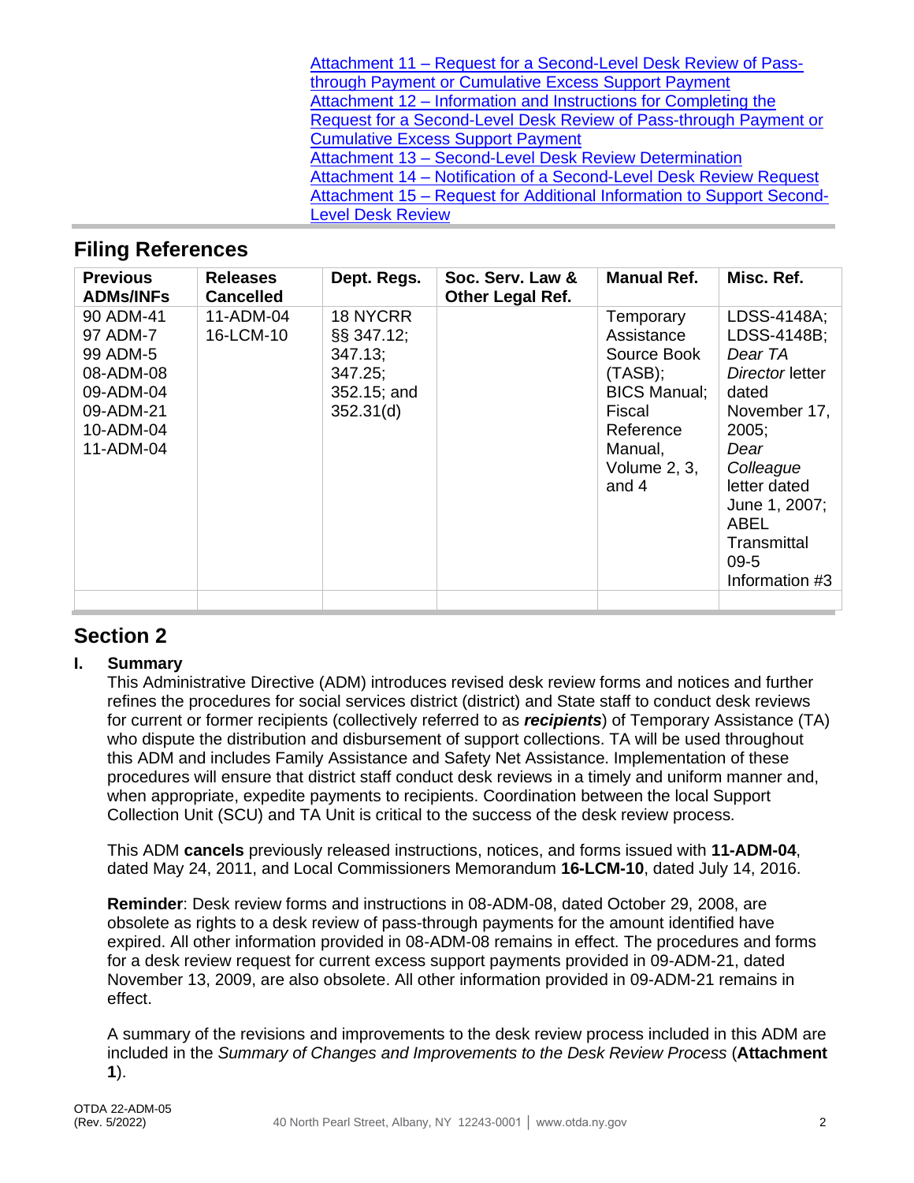[Attachment 11 – Request for a Second-Level Desk Review of Pass-through Payment or Cumulative Excess Support Payment]
[Attachment 12 – Information and Instructions for Completing the Request for a Second-Level Desk Review of Pass-through Payment or Cumulative Excess Support Payment]
[Attachment 13 – Second-Level Desk Review Determination]
[Attachment 14 – Notification of a Second-Level Desk Review Request]
[Attachment 15 – Request for Additional Information to Support Second-Level Desk Review]

## Filing References

| Previous ADMs/INFs | Releases Cancelled | Dept. Regs. | Soc. Serv. Law & Other Legal Ref. | Manual Ref. | Misc. Ref. |
|---|---|---|---|---|---|
| 90 ADM-41<br>97 ADM-7<br>99 ADM-5<br>08-ADM-08<br>09-ADM-04<br>09-ADM-21<br>10-ADM-04<br>11-ADM-04 | 11-ADM-04<br>16-LCM-10 | 18 NYCRR §§ 347.12; 347.13; 347.25; 352.15; and 352.31(d) | | Temporary Assistance Source Book (TASB); BICS Manual; Fiscal Reference Manual, Volume 2, 3, and 4 | LDSS-4148A; LDSS-4148B; *Dear TA Director* letter dated November 17, 2005; *Dear Colleague* letter dated June 1, 2007; ABEL Transmittal 09-5 Information #3 |
| | | | | | |

## Section 2

### I. Summary

This Administrative Directive (ADM) introduces revised desk review forms and notices and further refines the procedures for social services district (district) and State staff to conduct desk reviews for current or former recipients (collectively referred to as ***recipients***) of Temporary Assistance (TA) who dispute the distribution and disbursement of support collections. TA will be used throughout this ADM and includes Family Assistance and Safety Net Assistance. Implementation of these procedures will ensure that district staff conduct desk reviews in a timely and uniform manner and, when appropriate, expedite payments to recipients. Coordination between the local Support Collection Unit (SCU) and TA Unit is critical to the success of the desk review process.

This ADM **cancels** previously released instructions, notices, and forms issued with **11-ADM-04**, dated May 24, 2011, and Local Commissioners Memorandum **16-LCM-10**, dated July 14, 2016.

**Reminder**: Desk review forms and instructions in 08-ADM-08, dated October 29, 2008, are obsolete as rights to a desk review of pass-through payments for the amount identified have expired. All other information provided in 08-ADM-08 remains in effect. The procedures and forms for a desk review request for current excess support payments provided in 09-ADM-21, dated November 13, 2009, are also obsolete. All other information provided in 09-ADM-21 remains in effect.

A summary of the revisions and improvements to the desk review process included in this ADM are included in the *Summary of Changes and Improvements to the Desk Review Process* (**Attachment 1**).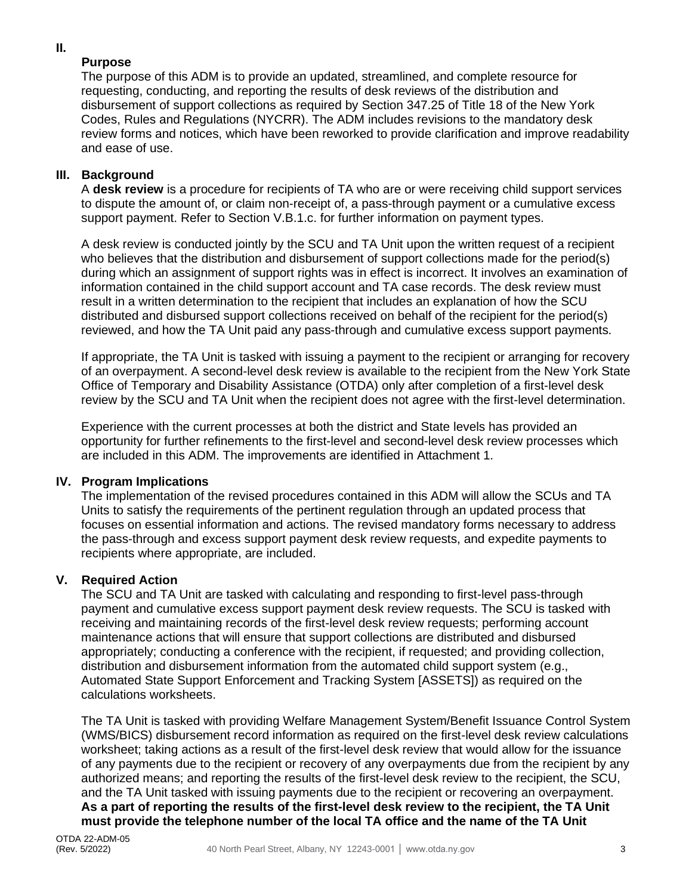## II. Purpose

The purpose of this ADM is to provide an updated, streamlined, and complete resource for requesting, conducting, and reporting the results of desk reviews of the distribution and disbursement of support collections as required by Section 347.25 of Title 18 of the New York Codes, Rules and Regulations (NYCRR). The ADM includes revisions to the mandatory desk review forms and notices, which have been reworked to provide clarification and improve readability and ease of use.

## III. Background

A **desk review** is a procedure for recipients of TA who are or were receiving child support services to dispute the amount of, or claim non-receipt of, a pass-through payment or a cumulative excess support payment. Refer to Section V.B.1.c. for further information on payment types.

A desk review is conducted jointly by the SCU and TA Unit upon the written request of a recipient who believes that the distribution and disbursement of support collections made for the period(s) during which an assignment of support rights was in effect is incorrect. It involves an examination of information contained in the child support account and TA case records. The desk review must result in a written determination to the recipient that includes an explanation of how the SCU distributed and disbursed support collections received on behalf of the recipient for the period(s) reviewed, and how the TA Unit paid any pass-through and cumulative excess support payments.

If appropriate, the TA Unit is tasked with issuing a payment to the recipient or arranging for recovery of an overpayment. A second-level desk review is available to the recipient from the New York State Office of Temporary and Disability Assistance (OTDA) only after completion of a first-level desk review by the SCU and TA Unit when the recipient does not agree with the first-level determination.

Experience with the current processes at both the district and State levels has provided an opportunity for further refinements to the first-level and second-level desk review processes which are included in this ADM. The improvements are identified in Attachment 1.

## IV. Program Implications

The implementation of the revised procedures contained in this ADM will allow the SCUs and TA Units to satisfy the requirements of the pertinent regulation through an updated process that focuses on essential information and actions. The revised mandatory forms necessary to address the pass-through and excess support payment desk review requests, and expedite payments to recipients where appropriate, are included.

## V. Required Action

The SCU and TA Unit are tasked with calculating and responding to first-level pass-through payment and cumulative excess support payment desk review requests. The SCU is tasked with receiving and maintaining records of the first-level desk review requests; performing account maintenance actions that will ensure that support collections are distributed and disbursed appropriately; conducting a conference with the recipient, if requested; and providing collection, distribution and disbursement information from the automated child support system (e.g., Automated State Support Enforcement and Tracking System [ASSETS]) as required on the calculations worksheets.

The TA Unit is tasked with providing Welfare Management System/Benefit Issuance Control System (WMS/BICS) disbursement record information as required on the first-level desk review calculations worksheet; taking actions as a result of the first-level desk review that would allow for the issuance of any payments due to the recipient or recovery of any overpayments due from the recipient by any authorized means; and reporting the results of the first-level desk review to the recipient, the SCU, and the TA Unit tasked with issuing payments due to the recipient or recovering an overpayment. **As a part of reporting the results of the first-level desk review to the recipient, the TA Unit must provide the telephone number of the local TA office and the name of the TA Unit**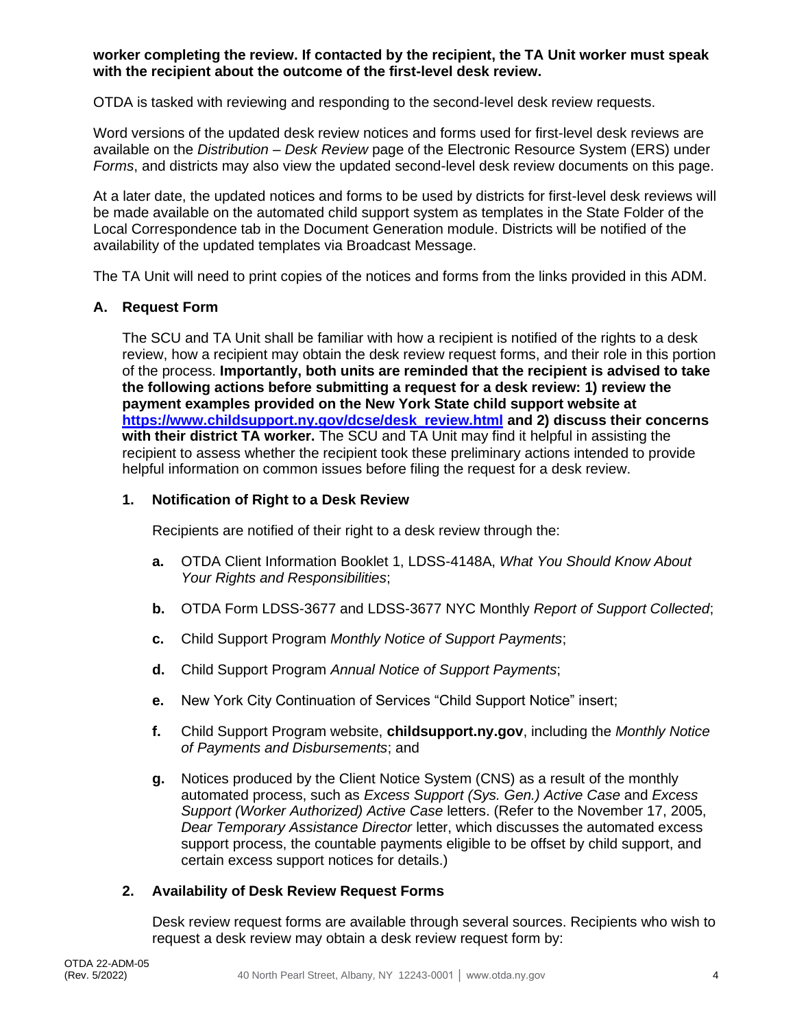**worker completing the review. If contacted by the recipient, the TA Unit worker must speak with the recipient about the outcome of the first-level desk review.**

OTDA is tasked with reviewing and responding to the second-level desk review requests.

Word versions of the updated desk review notices and forms used for first-level desk reviews are available on the *Distribution – Desk Review* page of the Electronic Resource System (ERS) under *Forms*, and districts may also view the updated second-level desk review documents on this page.

At a later date, the updated notices and forms to be used by districts for first-level desk reviews will be made available on the automated child support system as templates in the State Folder of the Local Correspondence tab in the Document Generation module. Districts will be notified of the availability of the updated templates via Broadcast Message.

The TA Unit will need to print copies of the notices and forms from the links provided in this ADM.

### A. Request Form

The SCU and TA Unit shall be familiar with how a recipient is notified of the rights to a desk review, how a recipient may obtain the desk review request forms, and their role in this portion of the process. **Importantly, both units are reminded that the recipient is advised to take the following actions before submitting a request for a desk review: 1) review the payment examples provided on the New York State child support website at [https://www.childsupport.ny.gov/dcse/desk_review.html](https://www.childsupport.ny.gov/dcse/desk_review.html) and 2) discuss their concerns with their district TA worker.** The SCU and TA Unit may find it helpful in assisting the recipient to assess whether the recipient took these preliminary actions intended to provide helpful information on common issues before filing the request for a desk review.

#### 1. Notification of Right to a Desk Review

Recipients are notified of their right to a desk review through the:

**a.** OTDA Client Information Booklet 1, LDSS-4148A, *What You Should Know About Your Rights and Responsibilities*;

**b.** OTDA Form LDSS-3677 and LDSS-3677 NYC Monthly *Report of Support Collected*;

**c.** Child Support Program *Monthly Notice of Support Payments*;

**d.** Child Support Program *Annual Notice of Support Payments*;

**e.** New York City Continuation of Services “Child Support Notice” insert;

**f.** Child Support Program website, **childsupport.ny.gov**, including the *Monthly Notice of Payments and Disbursements*; and

**g.** Notices produced by the Client Notice System (CNS) as a result of the monthly automated process, such as *Excess Support (Sys. Gen.) Active Case* and *Excess Support (Worker Authorized) Active Case* letters. (Refer to the November 17, 2005, *Dear Temporary Assistance Director* letter, which discusses the automated excess support process, the countable payments eligible to be offset by child support, and certain excess support notices for details.)

#### 2. Availability of Desk Review Request Forms

Desk review request forms are available through several sources. Recipients who wish to request a desk review may obtain a desk review request form by: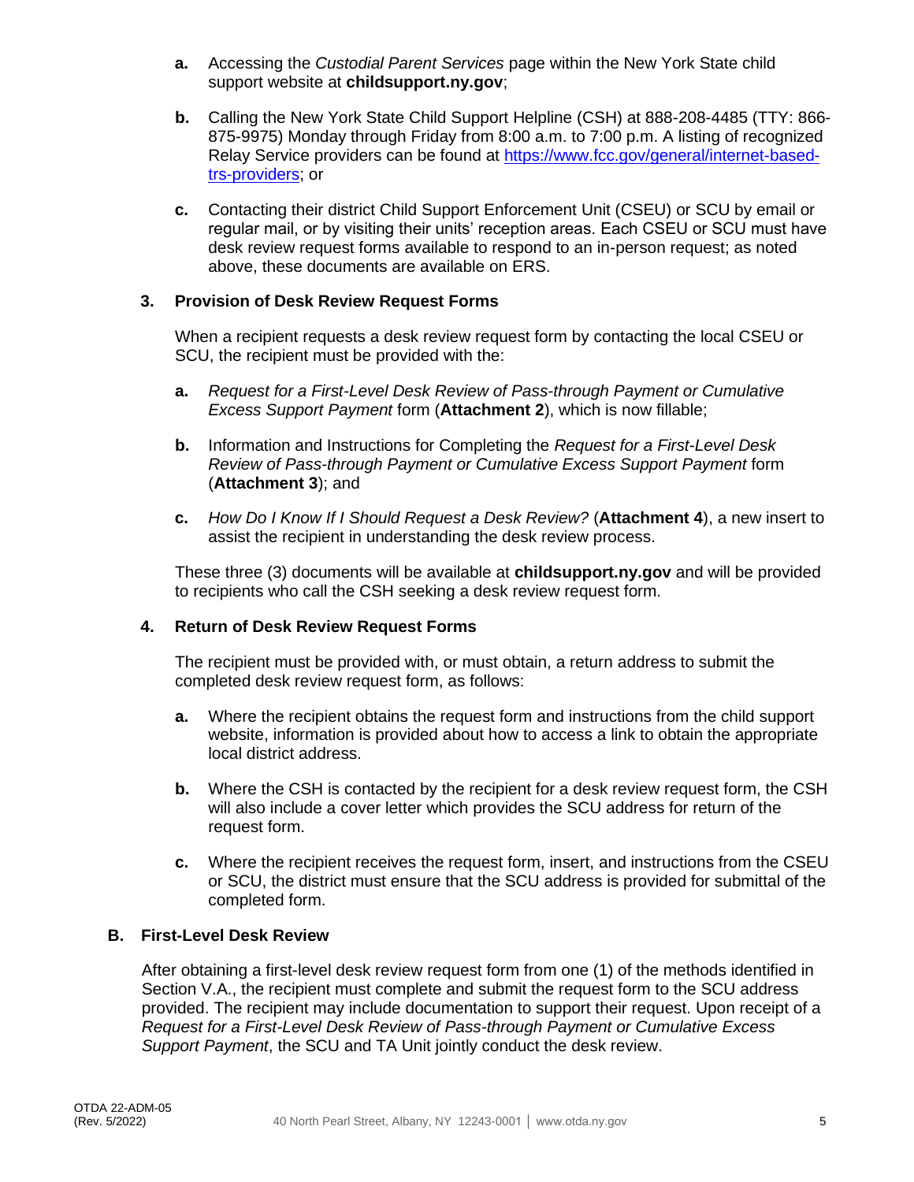a. Accessing the *Custodial Parent Services* page within the New York State child support website at **childsupport.ny.gov**;

b. Calling the New York State Child Support Helpline (CSH) at 888-208-4485 (TTY: 866-875-9975) Monday through Friday from 8:00 a.m. to 7:00 p.m. A listing of recognized Relay Service providers can be found at [https://www.fcc.gov/general/internet-based-trs-providers](https://www.fcc.gov/general/internet-based-trs-providers); or

c. Contacting their district Child Support Enforcement Unit (CSEU) or SCU by email or regular mail, or by visiting their units' reception areas. Each CSEU or SCU must have desk review request forms available to respond to an in-person request; as noted above, these documents are available on ERS.

### 3. Provision of Desk Review Request Forms

When a recipient requests a desk review request form by contacting the local CSEU or SCU, the recipient must be provided with the:

a. *Request for a First-Level Desk Review of Pass-through Payment or Cumulative Excess Support Payment* form (**Attachment 2**), which is now fillable;

b. Information and Instructions for Completing the *Request for a First-Level Desk Review of Pass-through Payment or Cumulative Excess Support Payment* form (**Attachment 3**); and

c. *How Do I Know If I Should Request a Desk Review?* (**Attachment 4**), a new insert to assist the recipient in understanding the desk review process.

These three (3) documents will be available at **childsupport.ny.gov** and will be provided to recipients who call the CSH seeking a desk review request form.

### 4. Return of Desk Review Request Forms

The recipient must be provided with, or must obtain, a return address to submit the completed desk review request form, as follows:

a. Where the recipient obtains the request form and instructions from the child support website, information is provided about how to access a link to obtain the appropriate local district address.

b. Where the CSH is contacted by the recipient for a desk review request form, the CSH will also include a cover letter which provides the SCU address for return of the request form.

c. Where the recipient receives the request form, insert, and instructions from the CSEU or SCU, the district must ensure that the SCU address is provided for submittal of the completed form.

## B. First-Level Desk Review

After obtaining a first-level desk review request form from one (1) of the methods identified in Section V.A., the recipient must complete and submit the request form to the SCU address provided. The recipient may include documentation to support their request. Upon receipt of a *Request for a First-Level Desk Review of Pass-through Payment or Cumulative Excess Support Payment*, the SCU and TA Unit jointly conduct the desk review.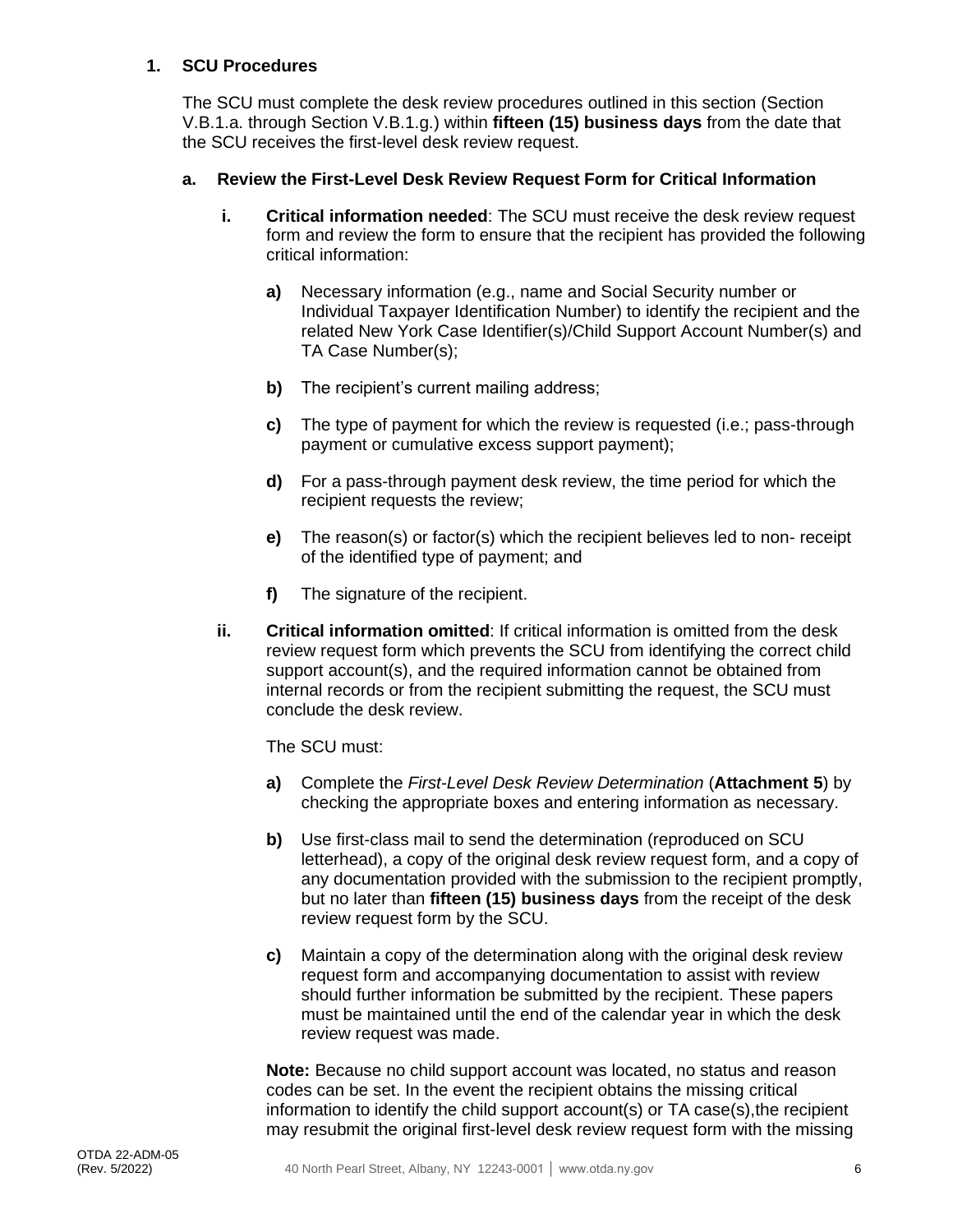### 1. SCU Procedures

The SCU must complete the desk review procedures outlined in this section (Section V.B.1.a. through Section V.B.1.g.) within **fifteen (15) business days** from the date that the SCU receives the first-level desk review request.

#### a. Review the First-Level Desk Review Request Form for Critical Information

**i. Critical information needed**: The SCU must receive the desk review request form and review the form to ensure that the recipient has provided the following critical information:

- **a)** Necessary information (e.g., name and Social Security number or Individual Taxpayer Identification Number) to identify the recipient and the related New York Case Identifier(s)/Child Support Account Number(s) and TA Case Number(s);
- **b)** The recipient's current mailing address;
- **c)** The type of payment for which the review is requested (i.e.; pass-through payment or cumulative excess support payment);
- **d)** For a pass-through payment desk review, the time period for which the recipient requests the review;
- **e)** The reason(s) or factor(s) which the recipient believes led to non- receipt of the identified type of payment; and
- **f)** The signature of the recipient.

**ii. Critical information omitted**: If critical information is omitted from the desk review request form which prevents the SCU from identifying the correct child support account(s), and the required information cannot be obtained from internal records or from the recipient submitting the request, the SCU must conclude the desk review.

The SCU must:

- **a)** Complete the *First-Level Desk Review Determination* (**Attachment 5**) by checking the appropriate boxes and entering information as necessary.
- **b)** Use first-class mail to send the determination (reproduced on SCU letterhead), a copy of the original desk review request form, and a copy of any documentation provided with the submission to the recipient promptly, but no later than **fifteen (15) business days** from the receipt of the desk review request form by the SCU.
- **c)** Maintain a copy of the determination along with the original desk review request form and accompanying documentation to assist with review should further information be submitted by the recipient. These papers must be maintained until the end of the calendar year in which the desk review request was made.

**Note:** Because no child support account was located, no status and reason codes can be set. In the event the recipient obtains the missing critical information to identify the child support account(s) or TA case(s),the recipient may resubmit the original first-level desk review request form with the missing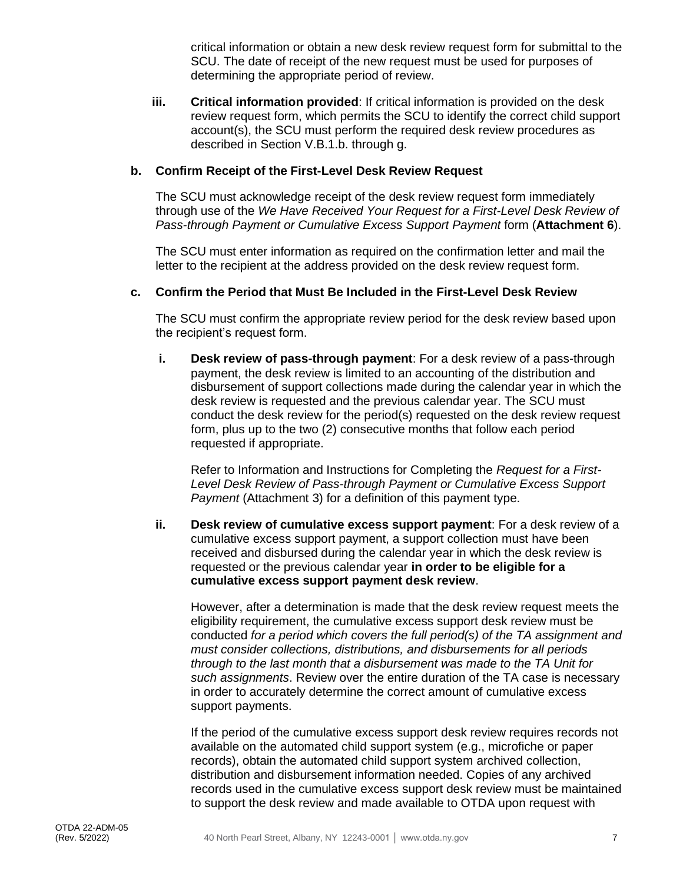critical information or obtain a new desk review request form for submittal to the SCU. The date of receipt of the new request must be used for purposes of determining the appropriate period of review.

**iii.** **Critical information provided**: If critical information is provided on the desk review request form, which permits the SCU to identify the correct child support account(s), the SCU must perform the required desk review procedures as described in Section V.B.1.b. through g.

### b. Confirm Receipt of the First-Level Desk Review Request

The SCU must acknowledge receipt of the desk review request form immediately through use of the *We Have Received Your Request for a First-Level Desk Review of Pass-through Payment or Cumulative Excess Support Payment* form (**Attachment 6**).

The SCU must enter information as required on the confirmation letter and mail the letter to the recipient at the address provided on the desk review request form.

### c. Confirm the Period that Must Be Included in the First-Level Desk Review

The SCU must confirm the appropriate review period for the desk review based upon the recipient's request form.

**i.** **Desk review of pass-through payment**: For a desk review of a pass-through payment, the desk review is limited to an accounting of the distribution and disbursement of support collections made during the calendar year in which the desk review is requested and the previous calendar year. The SCU must conduct the desk review for the period(s) requested on the desk review request form, plus up to the two (2) consecutive months that follow each period requested if appropriate.

Refer to Information and Instructions for Completing the *Request for a First-Level Desk Review of Pass-through Payment or Cumulative Excess Support Payment* (Attachment 3) for a definition of this payment type.

**ii.** **Desk review of cumulative excess support payment**: For a desk review of a cumulative excess support payment, a support collection must have been received and disbursed during the calendar year in which the desk review is requested or the previous calendar year **in order to be eligible for a cumulative excess support payment desk review**.

However, after a determination is made that the desk review request meets the eligibility requirement, the cumulative excess support desk review must be conducted *for a period which covers the full period(s) of the TA assignment and must consider collections, distributions, and disbursements for all periods through to the last month that a disbursement was made to the TA Unit for such assignments*. Review over the entire duration of the TA case is necessary in order to accurately determine the correct amount of cumulative excess support payments.

If the period of the cumulative excess support desk review requires records not available on the automated child support system (e.g., microfiche or paper records), obtain the automated child support system archived collection, distribution and disbursement information needed. Copies of any archived records used in the cumulative excess support desk review must be maintained to support the desk review and made available to OTDA upon request with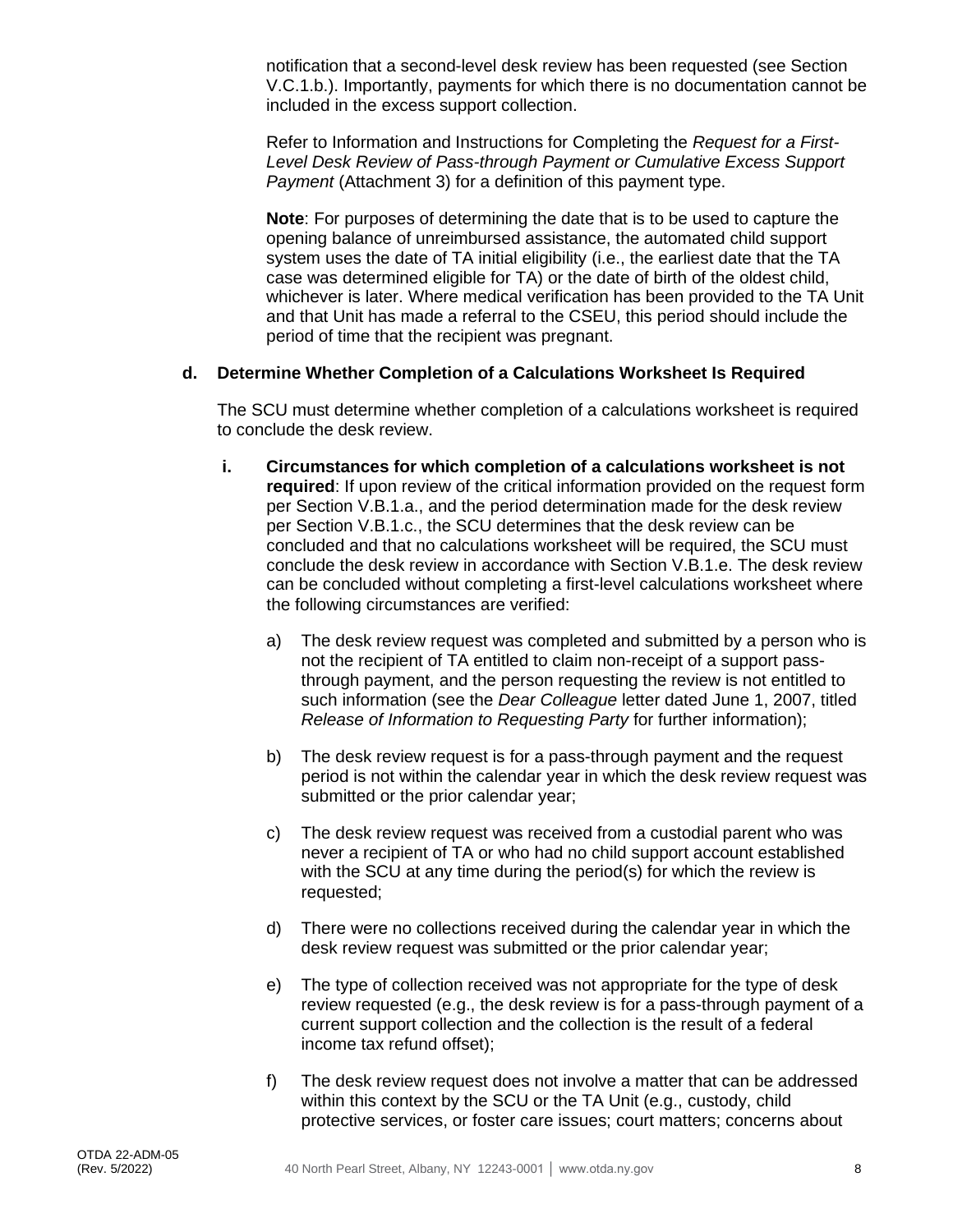notification that a second-level desk review has been requested (see Section V.C.1.b.). Importantly, payments for which there is no documentation cannot be included in the excess support collection.

Refer to Information and Instructions for Completing the *Request for a First-Level Desk Review of Pass-through Payment or Cumulative Excess Support Payment* (Attachment 3) for a definition of this payment type.

**Note**: For purposes of determining the date that is to be used to capture the opening balance of unreimbursed assistance, the automated child support system uses the date of TA initial eligibility (i.e., the earliest date that the TA case was determined eligible for TA) or the date of birth of the oldest child, whichever is later. Where medical verification has been provided to the TA Unit and that Unit has made a referral to the CSEU, this period should include the period of time that the recipient was pregnant.

**d. Determine Whether Completion of a Calculations Worksheet Is Required**

The SCU must determine whether completion of a calculations worksheet is required to conclude the desk review.

**i. Circumstances for which completion of a calculations worksheet is not required**: If upon review of the critical information provided on the request form per Section V.B.1.a., and the period determination made for the desk review per Section V.B.1.c., the SCU determines that the desk review can be concluded and that no calculations worksheet will be required, the SCU must conclude the desk review in accordance with Section V.B.1.e. The desk review can be concluded without completing a first-level calculations worksheet where the following circumstances are verified:

a) The desk review request was completed and submitted by a person who is not the recipient of TA entitled to claim non-receipt of a support pass-through payment, and the person requesting the review is not entitled to such information (see the *Dear Colleague* letter dated June 1, 2007, titled *Release of Information to Requesting Party* for further information);

b) The desk review request is for a pass-through payment and the request period is not within the calendar year in which the desk review request was submitted or the prior calendar year;

c) The desk review request was received from a custodial parent who was never a recipient of TA or who had no child support account established with the SCU at any time during the period(s) for which the review is requested;

d) There were no collections received during the calendar year in which the desk review request was submitted or the prior calendar year;

e) The type of collection received was not appropriate for the type of desk review requested (e.g., the desk review is for a pass-through payment of a current support collection and the collection is the result of a federal income tax refund offset);

f) The desk review request does not involve a matter that can be addressed within this context by the SCU or the TA Unit (e.g., custody, child protective services, or foster care issues; court matters; concerns about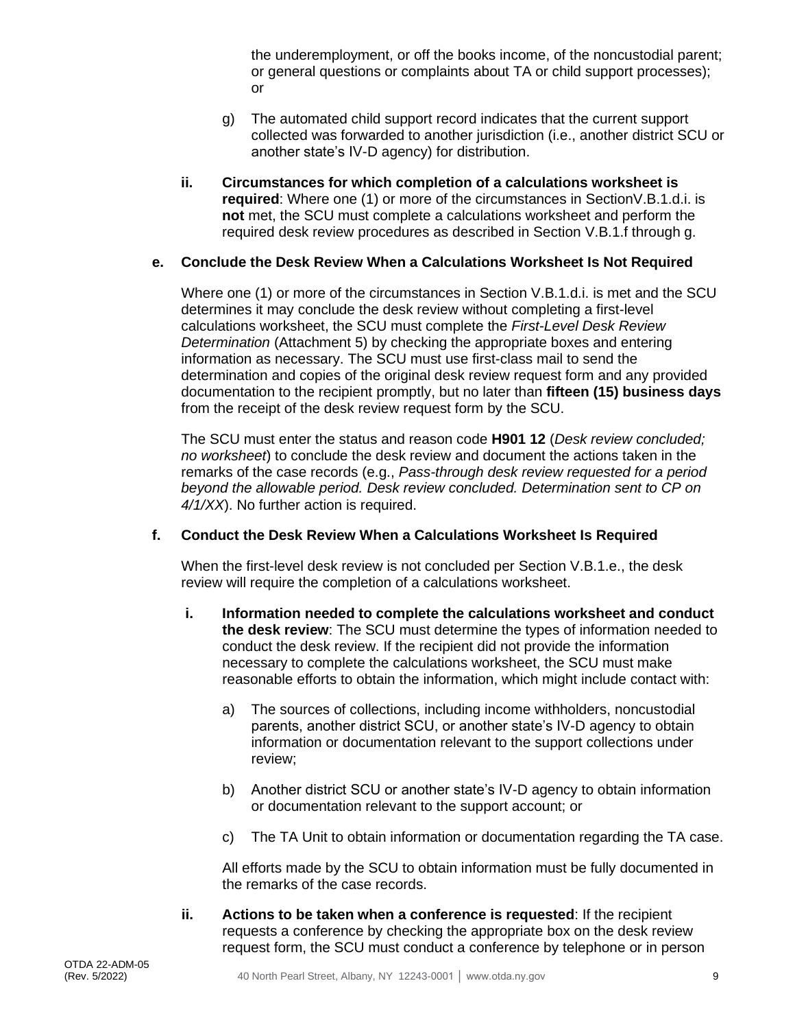the underemployment, or off the books income, of the noncustodial parent; or general questions or complaints about TA or child support processes); or

g) The automated child support record indicates that the current support collected was forwarded to another jurisdiction (i.e., another district SCU or another state's IV-D agency) for distribution.

**ii. Circumstances for which completion of a calculations worksheet is required**: Where one (1) or more of the circumstances in SectionV.B.1.d.i. is **not** met, the SCU must complete a calculations worksheet and perform the required desk review procedures as described in Section V.B.1.f through g.

#### e. Conclude the Desk Review When a Calculations Worksheet Is Not Required

Where one (1) or more of the circumstances in Section V.B.1.d.i. is met and the SCU determines it may conclude the desk review without completing a first-level calculations worksheet, the SCU must complete the *First-Level Desk Review Determination* (Attachment 5) by checking the appropriate boxes and entering information as necessary. The SCU must use first-class mail to send the determination and copies of the original desk review request form and any provided documentation to the recipient promptly, but no later than **fifteen (15) business days** from the receipt of the desk review request form by the SCU.

The SCU must enter the status and reason code **H901 12** (*Desk review concluded; no worksheet*) to conclude the desk review and document the actions taken in the remarks of the case records (e.g., *Pass-through desk review requested for a period beyond the allowable period. Desk review concluded. Determination sent to CP on 4/1/XX*). No further action is required.

#### f. Conduct the Desk Review When a Calculations Worksheet Is Required

When the first-level desk review is not concluded per Section V.B.1.e., the desk review will require the completion of a calculations worksheet.

**i. Information needed to complete the calculations worksheet and conduct the desk review**: The SCU must determine the types of information needed to conduct the desk review. If the recipient did not provide the information necessary to complete the calculations worksheet, the SCU must make reasonable efforts to obtain the information, which might include contact with:

a) The sources of collections, including income withholders, noncustodial parents, another district SCU, or another state's IV-D agency to obtain information or documentation relevant to the support collections under review;

b) Another district SCU or another state's IV-D agency to obtain information or documentation relevant to the support account; or

c) The TA Unit to obtain information or documentation regarding the TA case.

All efforts made by the SCU to obtain information must be fully documented in the remarks of the case records.

**ii. Actions to be taken when a conference is requested**: If the recipient requests a conference by checking the appropriate box on the desk review request form, the SCU must conduct a conference by telephone or in person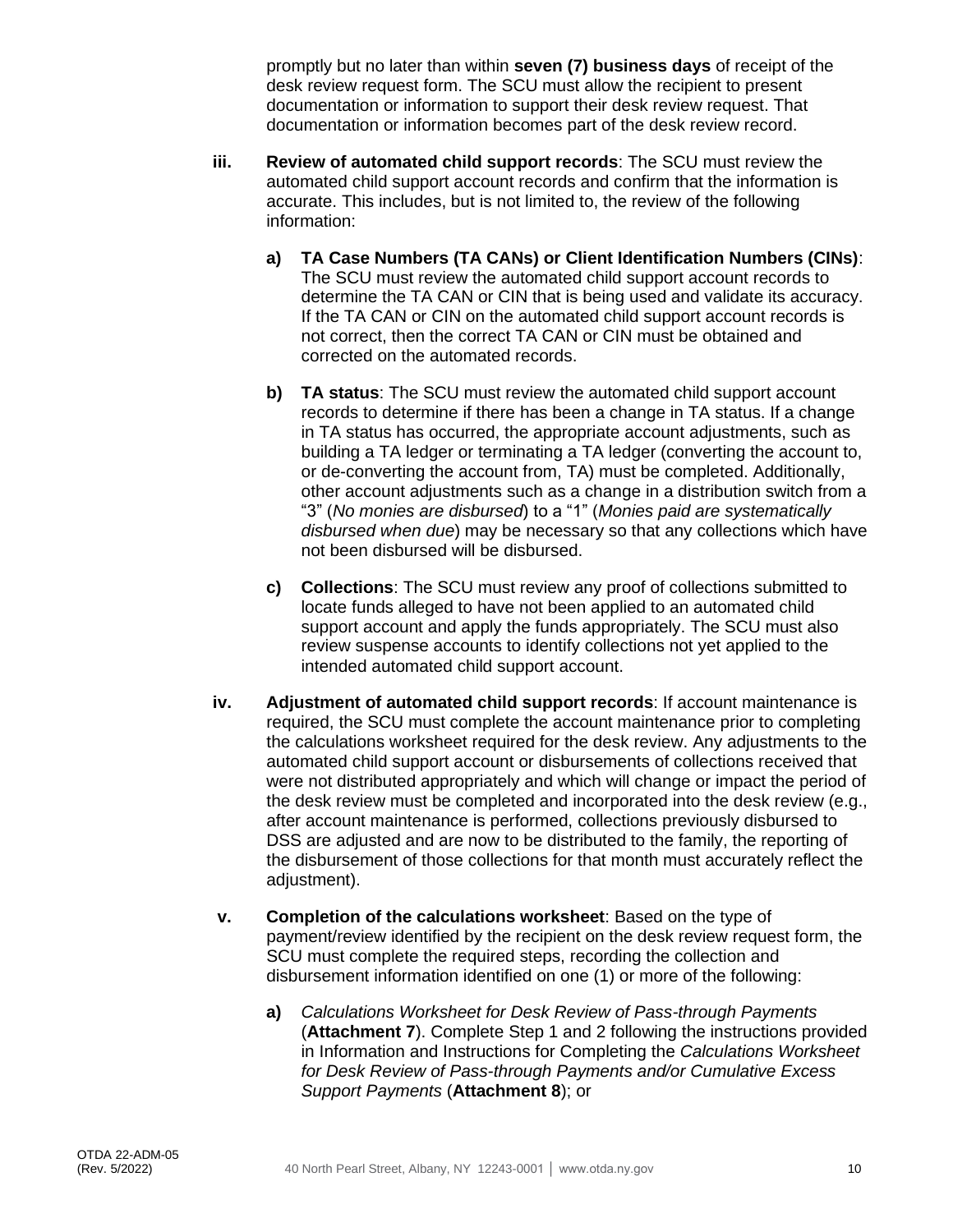promptly but no later than within **seven (7) business days** of receipt of the desk review request form. The SCU must allow the recipient to present documentation or information to support their desk review request. That documentation or information becomes part of the desk review record.

**iii. Review of automated child support records**: The SCU must review the automated child support account records and confirm that the information is accurate. This includes, but is not limited to, the review of the following information:

**a) TA Case Numbers (TA CANs) or Client Identification Numbers (CINs)**: The SCU must review the automated child support account records to determine the TA CAN or CIN that is being used and validate its accuracy. If the TA CAN or CIN on the automated child support account records is not correct, then the correct TA CAN or CIN must be obtained and corrected on the automated records.

**b) TA status**: The SCU must review the automated child support account records to determine if there has been a change in TA status. If a change in TA status has occurred, the appropriate account adjustments, such as building a TA ledger or terminating a TA ledger (converting the account to, or de-converting the account from, TA) must be completed. Additionally, other account adjustments such as a change in a distribution switch from a "3" (*No monies are disbursed*) to a "1" (*Monies paid are systematically disbursed when due*) may be necessary so that any collections which have not been disbursed will be disbursed.

**c) Collections**: The SCU must review any proof of collections submitted to locate funds alleged to have not been applied to an automated child support account and apply the funds appropriately. The SCU must also review suspense accounts to identify collections not yet applied to the intended automated child support account.

**iv. Adjustment of automated child support records**: If account maintenance is required, the SCU must complete the account maintenance prior to completing the calculations worksheet required for the desk review. Any adjustments to the automated child support account or disbursements of collections received that were not distributed appropriately and which will change or impact the period of the desk review must be completed and incorporated into the desk review (e.g., after account maintenance is performed, collections previously disbursed to DSS are adjusted and are now to be distributed to the family, the reporting of the disbursement of those collections for that month must accurately reflect the adjustment).

**v. Completion of the calculations worksheet**: Based on the type of payment/review identified by the recipient on the desk review request form, the SCU must complete the required steps, recording the collection and disbursement information identified on one (1) or more of the following:

**a)** *Calculations Worksheet for Desk Review of Pass-through Payments* (**Attachment 7**). Complete Step 1 and 2 following the instructions provided in Information and Instructions for Completing the *Calculations Worksheet for Desk Review of Pass-through Payments and/or Cumulative Excess Support Payments* (**Attachment 8**); or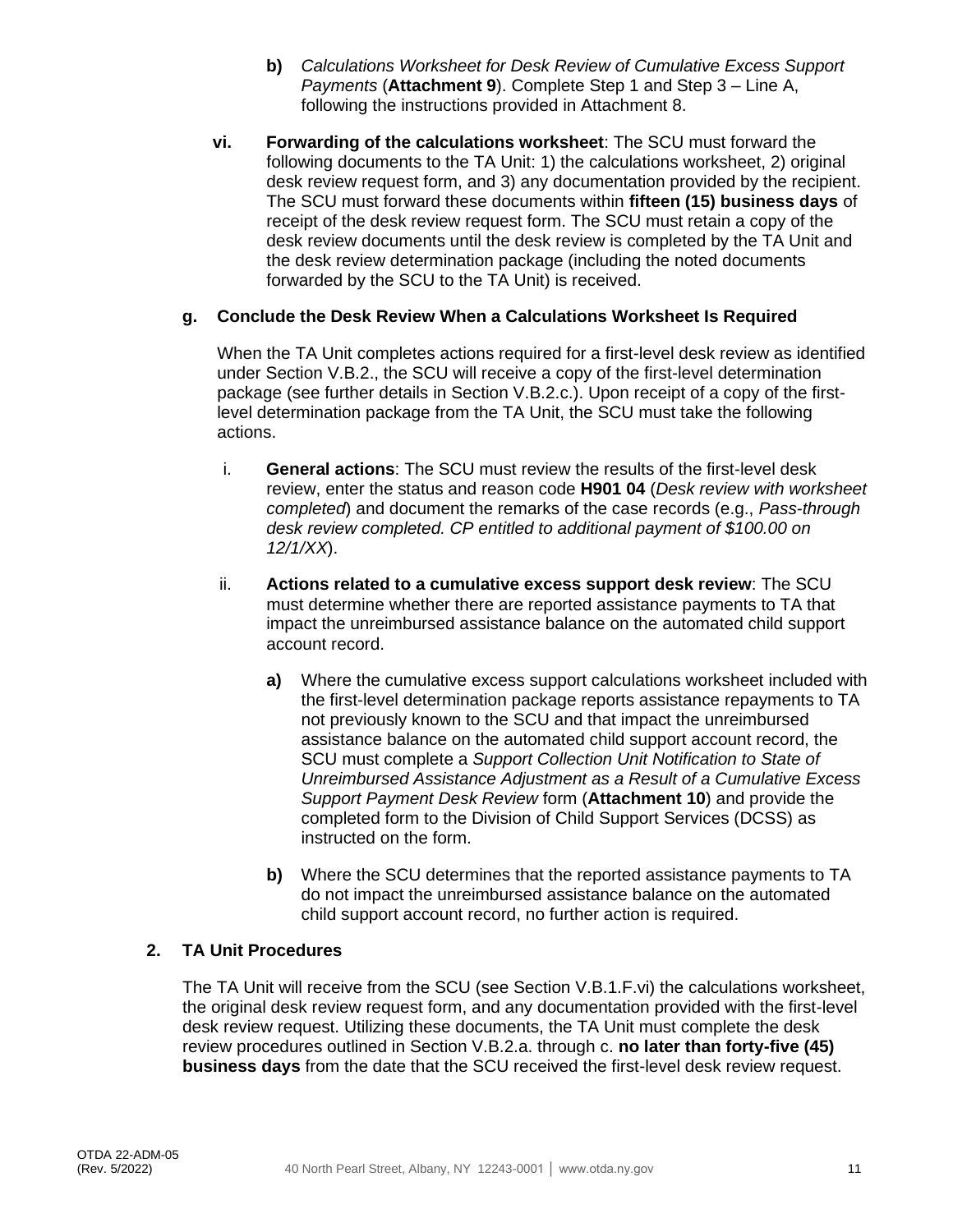**b)** *Calculations Worksheet for Desk Review of Cumulative Excess Support Payments* (**Attachment 9**). Complete Step 1 and Step 3 – Line A, following the instructions provided in Attachment 8.

**vi. Forwarding of the calculations worksheet**: The SCU must forward the following documents to the TA Unit: 1) the calculations worksheet, 2) original desk review request form, and 3) any documentation provided by the recipient. The SCU must forward these documents within **fifteen (15) business days** of receipt of the desk review request form. The SCU must retain a copy of the desk review documents until the desk review is completed by the TA Unit and the desk review determination package (including the noted documents forwarded by the SCU to the TA Unit) is received.

**g. Conclude the Desk Review When a Calculations Worksheet Is Required**

When the TA Unit completes actions required for a first-level desk review as identified under Section V.B.2., the SCU will receive a copy of the first-level determination package (see further details in Section V.B.2.c.). Upon receipt of a copy of the first-level determination package from the TA Unit, the SCU must take the following actions.

i. **General actions**: The SCU must review the results of the first-level desk review, enter the status and reason code **H901 04** (*Desk review with worksheet completed*) and document the remarks of the case records (e.g., *Pass-through desk review completed. CP entitled to additional payment of $100.00 on 12/1/XX*).

ii. **Actions related to a cumulative excess support desk review**: The SCU must determine whether there are reported assistance payments to TA that impact the unreimbursed assistance balance on the automated child support account record.

**a)** Where the cumulative excess support calculations worksheet included with the first-level determination package reports assistance repayments to TA not previously known to the SCU and that impact the unreimbursed assistance balance on the automated child support account record, the SCU must complete a *Support Collection Unit Notification to State of Unreimbursed Assistance Adjustment as a Result of a Cumulative Excess Support Payment Desk Review* form (**Attachment 10**) and provide the completed form to the Division of Child Support Services (DCSS) as instructed on the form.

**b)** Where the SCU determines that the reported assistance payments to TA do not impact the unreimbursed assistance balance on the automated child support account record, no further action is required.

**2. TA Unit Procedures**

The TA Unit will receive from the SCU (see Section V.B.1.F.vi) the calculations worksheet, the original desk review request form, and any documentation provided with the first-level desk review request. Utilizing these documents, the TA Unit must complete the desk review procedures outlined in Section V.B.2.a. through c. **no later than forty-five (45) business days** from the date that the SCU received the first-level desk review request.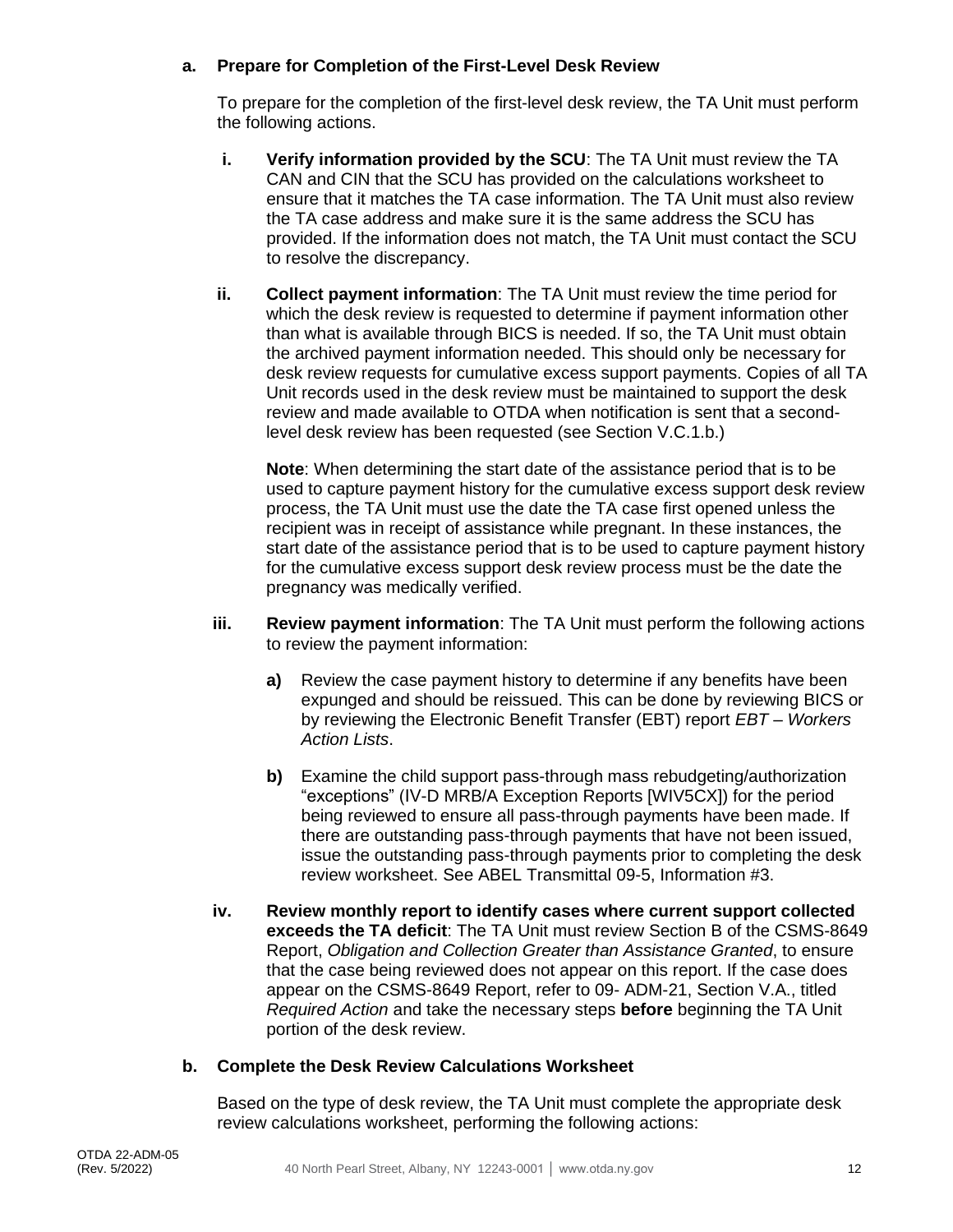**a. Prepare for Completion of the First-Level Desk Review**

To prepare for the completion of the first-level desk review, the TA Unit must perform the following actions.

**i. Verify information provided by the SCU**: The TA Unit must review the TA CAN and CIN that the SCU has provided on the calculations worksheet to ensure that it matches the TA case information. The TA Unit must also review the TA case address and make sure it is the same address the SCU has provided. If the information does not match, the TA Unit must contact the SCU to resolve the discrepancy.

**ii. Collect payment information**: The TA Unit must review the time period for which the desk review is requested to determine if payment information other than what is available through BICS is needed. If so, the TA Unit must obtain the archived payment information needed. This should only be necessary for desk review requests for cumulative excess support payments. Copies of all TA Unit records used in the desk review must be maintained to support the desk review and made available to OTDA when notification is sent that a second-level desk review has been requested (see Section V.C.1.b.)

**Note**: When determining the start date of the assistance period that is to be used to capture payment history for the cumulative excess support desk review process, the TA Unit must use the date the TA case first opened unless the recipient was in receipt of assistance while pregnant. In these instances, the start date of the assistance period that is to be used to capture payment history for the cumulative excess support desk review process must be the date the pregnancy was medically verified.

**iii. Review payment information**: The TA Unit must perform the following actions to review the payment information:

**a)** Review the case payment history to determine if any benefits have been expunged and should be reissued. This can be done by reviewing BICS or by reviewing the Electronic Benefit Transfer (EBT) report *EBT – Workers Action Lists*.

**b)** Examine the child support pass-through mass rebudgeting/authorization “exceptions” (IV-D MRB/A Exception Reports [WIV5CX]) for the period being reviewed to ensure all pass-through payments have been made. If there are outstanding pass-through payments that have not been issued, issue the outstanding pass-through payments prior to completing the desk review worksheet. See ABEL Transmittal 09-5, Information #3.

**iv. Review monthly report to identify cases where current support collected exceeds the TA deficit**: The TA Unit must review Section B of the CSMS-8649 Report, *Obligation and Collection Greater than Assistance Granted*, to ensure that the case being reviewed does not appear on this report. If the case does appear on the CSMS-8649 Report, refer to 09- ADM-21, Section V.A., titled *Required Action* and take the necessary steps **before** beginning the TA Unit portion of the desk review.

**b. Complete the Desk Review Calculations Worksheet**

Based on the type of desk review, the TA Unit must complete the appropriate desk review calculations worksheet, performing the following actions: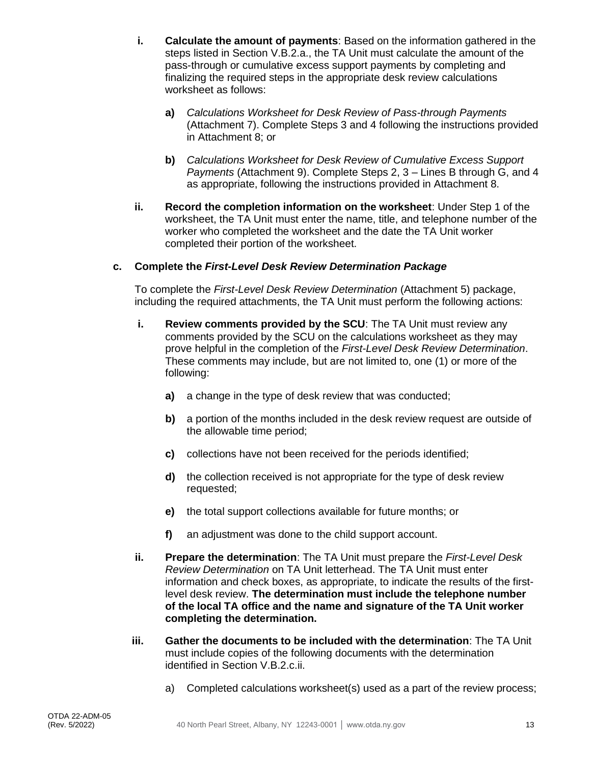**i. Calculate the amount of payments**: Based on the information gathered in the steps listed in Section V.B.2.a., the TA Unit must calculate the amount of the pass-through or cumulative excess support payments by completing and finalizing the required steps in the appropriate desk review calculations worksheet as follows:

**a)** *Calculations Worksheet for Desk Review of Pass-through Payments* (Attachment 7). Complete Steps 3 and 4 following the instructions provided in Attachment 8; or

**b)** *Calculations Worksheet for Desk Review of Cumulative Excess Support Payments* (Attachment 9). Complete Steps 2, 3 – Lines B through G, and 4 as appropriate, following the instructions provided in Attachment 8.

**ii. Record the completion information on the worksheet**: Under Step 1 of the worksheet, the TA Unit must enter the name, title, and telephone number of the worker who completed the worksheet and the date the TA Unit worker completed their portion of the worksheet.

**c. Complete the *First-Level Desk Review Determination Package***

To complete the *First-Level Desk Review Determination* (Attachment 5) package, including the required attachments, the TA Unit must perform the following actions:

**i. Review comments provided by the SCU**: The TA Unit must review any comments provided by the SCU on the calculations worksheet as they may prove helpful in the completion of the *First-Level Desk Review Determination*. These comments may include, but are not limited to, one (1) or more of the following:

**a)** a change in the type of desk review that was conducted;

**b)** a portion of the months included in the desk review request are outside of the allowable time period;

**c)** collections have not been received for the periods identified;

**d)** the collection received is not appropriate for the type of desk review requested;

**e)** the total support collections available for future months; or

**f)** an adjustment was done to the child support account.

**ii. Prepare the determination**: The TA Unit must prepare the *First-Level Desk Review Determination* on TA Unit letterhead. The TA Unit must enter information and check boxes, as appropriate, to indicate the results of the first-level desk review. **The determination must include the telephone number of the local TA office and the name and signature of the TA Unit worker completing the determination.**

**iii. Gather the documents to be included with the determination**: The TA Unit must include copies of the following documents with the determination identified in Section V.B.2.c.ii.

a) Completed calculations worksheet(s) used as a part of the review process;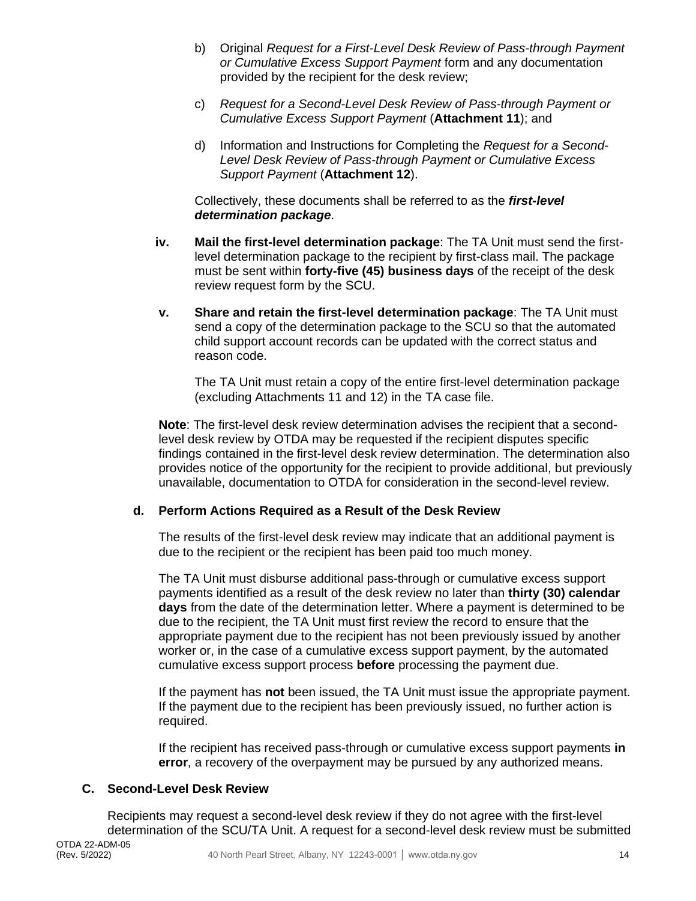b) Original *Request for a First-Level Desk Review of Pass-through Payment or Cumulative Excess Support Payment* form and any documentation provided by the recipient for the desk review;

c) *Request for a Second-Level Desk Review of Pass-through Payment or Cumulative Excess Support Payment* (**Attachment 11**); and

d) Information and Instructions for Completing the *Request for a Second-Level Desk Review of Pass-through Payment or Cumulative Excess Support Payment* (**Attachment 12**).

Collectively, these documents shall be referred to as the ***first-level determination package***.

**iv. Mail the first-level determination package**: The TA Unit must send the first-level determination package to the recipient by first-class mail. The package must be sent within **forty-five (45) business days** of the receipt of the desk review request form by the SCU.

**v. Share and retain the first-level determination package**: The TA Unit must send a copy of the determination package to the SCU so that the automated child support account records can be updated with the correct status and reason code.

The TA Unit must retain a copy of the entire first-level determination package (excluding Attachments 11 and 12) in the TA case file.

**Note**: The first-level desk review determination advises the recipient that a second-level desk review by OTDA may be requested if the recipient disputes specific findings contained in the first-level desk review determination. The determination also provides notice of the opportunity for the recipient to provide additional, but previously unavailable, documentation to OTDA for consideration in the second-level review.

#### d. Perform Actions Required as a Result of the Desk Review

The results of the first-level desk review may indicate that an additional payment is due to the recipient or the recipient has been paid too much money.

The TA Unit must disburse additional pass-through or cumulative excess support payments identified as a result of the desk review no later than **thirty (30) calendar days** from the date of the determination letter. Where a payment is determined to be due to the recipient, the TA Unit must first review the record to ensure that the appropriate payment due to the recipient has not been previously issued by another worker or, in the case of a cumulative excess support payment, by the automated cumulative excess support process **before** processing the payment due.

If the payment has **not** been issued, the TA Unit must issue the appropriate payment. If the payment due to the recipient has been previously issued, no further action is required.

If the recipient has received pass-through or cumulative excess support payments **in error**, a recovery of the overpayment may be pursued by any authorized means.

### C. Second-Level Desk Review

Recipients may request a second-level desk review if they do not agree with the first-level determination of the SCU/TA Unit. A request for a second-level desk review must be submitted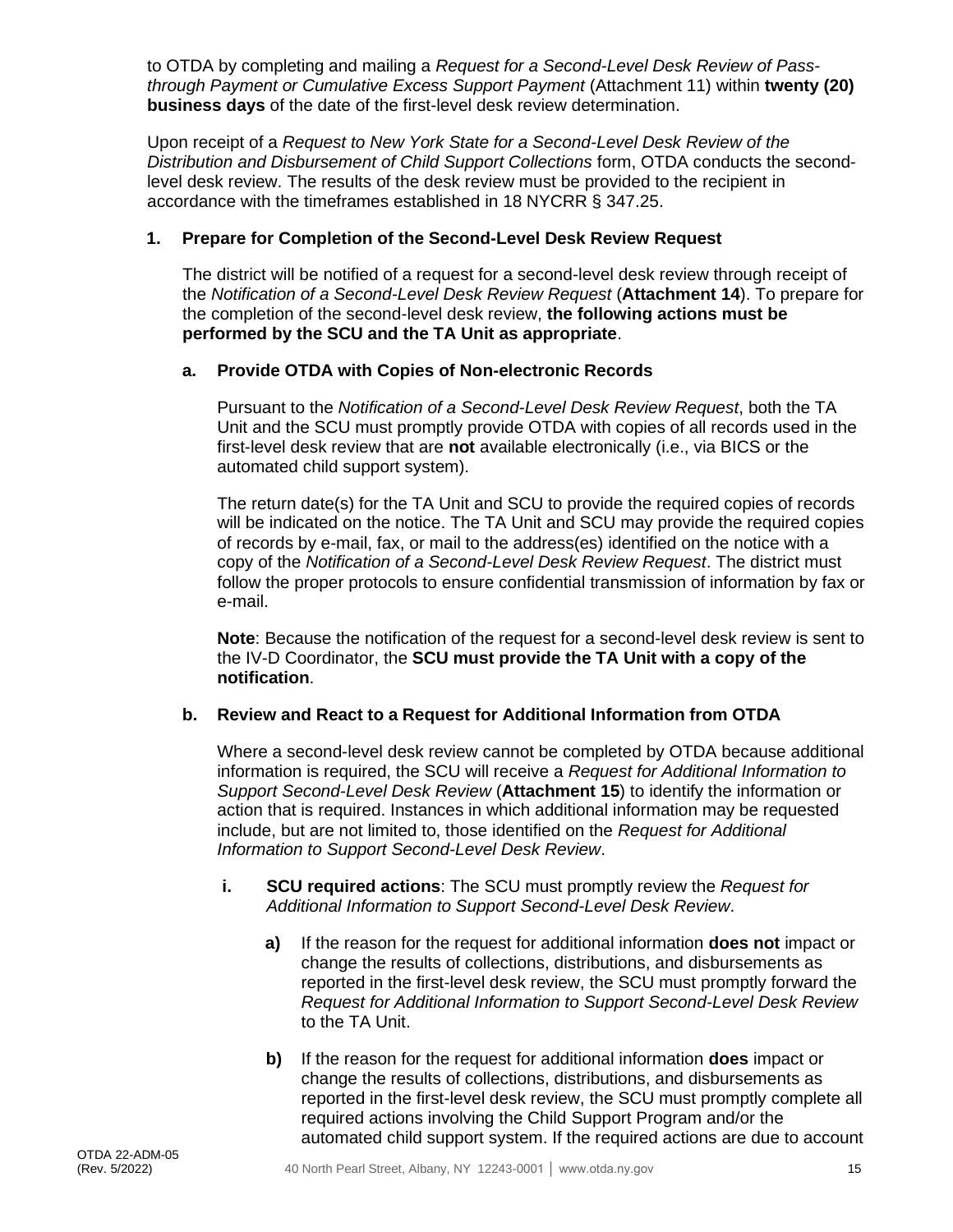to OTDA by completing and mailing a *Request for a Second-Level Desk Review of Pass-through Payment or Cumulative Excess Support Payment* (Attachment 11) within **twenty (20) business days** of the date of the first-level desk review determination.

Upon receipt of a *Request to New York State for a Second-Level Desk Review of the Distribution and Disbursement of Child Support Collections* form, OTDA conducts the second-level desk review. The results of the desk review must be provided to the recipient in accordance with the timeframes established in 18 NYCRR § 347.25.

### 1. Prepare for Completion of the Second-Level Desk Review Request

The district will be notified of a request for a second-level desk review through receipt of the *Notification of a Second-Level Desk Review Request* (**Attachment 14**). To prepare for the completion of the second-level desk review, **the following actions must be performed by the SCU and the TA Unit as appropriate**.

#### a. Provide OTDA with Copies of Non-electronic Records

Pursuant to the *Notification of a Second-Level Desk Review Request*, both the TA Unit and the SCU must promptly provide OTDA with copies of all records used in the first-level desk review that are **not** available electronically (i.e., via BICS or the automated child support system).

The return date(s) for the TA Unit and SCU to provide the required copies of records will be indicated on the notice. The TA Unit and SCU may provide the required copies of records by e-mail, fax, or mail to the address(es) identified on the notice with a copy of the *Notification of a Second-Level Desk Review Request*. The district must follow the proper protocols to ensure confidential transmission of information by fax or e-mail.

**Note**: Because the notification of the request for a second-level desk review is sent to the IV-D Coordinator, the **SCU must provide the TA Unit with a copy of the notification**.

#### b. Review and React to a Request for Additional Information from OTDA

Where a second-level desk review cannot be completed by OTDA because additional information is required, the SCU will receive a *Request for Additional Information to Support Second-Level Desk Review* (**Attachment 15**) to identify the information or action that is required. Instances in which additional information may be requested include, but are not limited to, those identified on the *Request for Additional Information to Support Second-Level Desk Review*.

- **i. SCU required actions**: The SCU must promptly review the *Request for Additional Information to Support Second-Level Desk Review*.

  - **a)** If the reason for the request for additional information **does not** impact or change the results of collections, distributions, and disbursements as reported in the first-level desk review, the SCU must promptly forward the *Request for Additional Information to Support Second-Level Desk Review* to the TA Unit.

  - **b)** If the reason for the request for additional information **does** impact or change the results of collections, distributions, and disbursements as reported in the first-level desk review, the SCU must promptly complete all required actions involving the Child Support Program and/or the automated child support system. If the required actions are due to account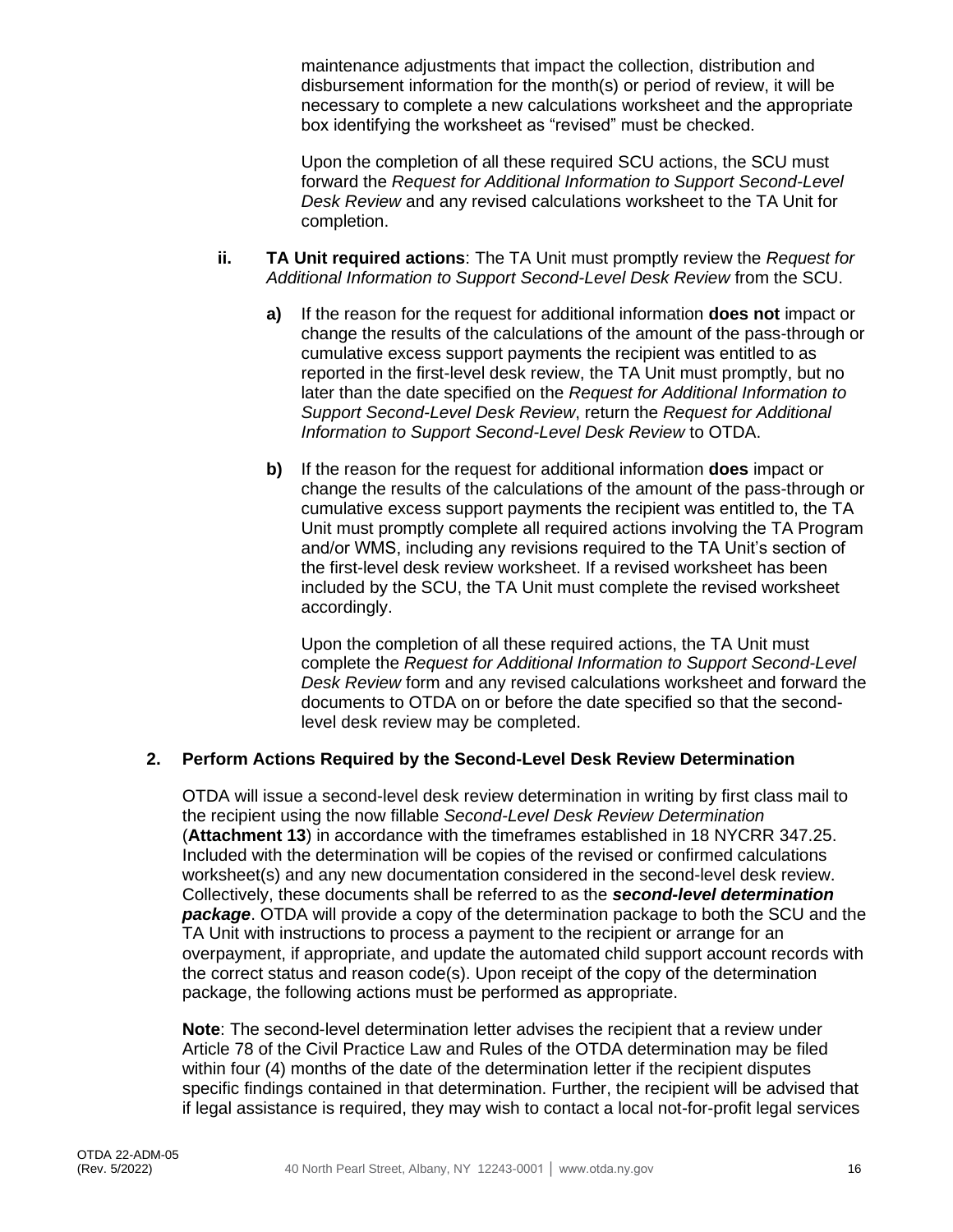maintenance adjustments that impact the collection, distribution and disbursement information for the month(s) or period of review, it will be necessary to complete a new calculations worksheet and the appropriate box identifying the worksheet as "revised" must be checked.

Upon the completion of all these required SCU actions, the SCU must forward the *Request for Additional Information to Support Second-Level Desk Review* and any revised calculations worksheet to the TA Unit for completion.

**ii. TA Unit required actions**: The TA Unit must promptly review the *Request for Additional Information to Support Second-Level Desk Review* from the SCU.

**a)** If the reason for the request for additional information **does not** impact or change the results of the calculations of the amount of the pass-through or cumulative excess support payments the recipient was entitled to as reported in the first-level desk review, the TA Unit must promptly, but no later than the date specified on the *Request for Additional Information to Support Second-Level Desk Review*, return the *Request for Additional Information to Support Second-Level Desk Review* to OTDA.

**b)** If the reason for the request for additional information **does** impact or change the results of the calculations of the amount of the pass-through or cumulative excess support payments the recipient was entitled to, the TA Unit must promptly complete all required actions involving the TA Program and/or WMS, including any revisions required to the TA Unit's section of the first-level desk review worksheet. If a revised worksheet has been included by the SCU, the TA Unit must complete the revised worksheet accordingly.

Upon the completion of all these required actions, the TA Unit must complete the *Request for Additional Information to Support Second-Level Desk Review* form and any revised calculations worksheet and forward the documents to OTDA on or before the date specified so that the second-level desk review may be completed.

### 2. Perform Actions Required by the Second-Level Desk Review Determination

OTDA will issue a second-level desk review determination in writing by first class mail to the recipient using the now fillable *Second-Level Desk Review Determination* (**Attachment 13**) in accordance with the timeframes established in 18 NYCRR 347.25. Included with the determination will be copies of the revised or confirmed calculations worksheet(s) and any new documentation considered in the second-level desk review. Collectively, these documents shall be referred to as the ***second-level determination package***. OTDA will provide a copy of the determination package to both the SCU and the TA Unit with instructions to process a payment to the recipient or arrange for an overpayment, if appropriate, and update the automated child support account records with the correct status and reason code(s). Upon receipt of the copy of the determination package, the following actions must be performed as appropriate.

**Note**: The second-level determination letter advises the recipient that a review under Article 78 of the Civil Practice Law and Rules of the OTDA determination may be filed within four (4) months of the date of the determination letter if the recipient disputes specific findings contained in that determination. Further, the recipient will be advised that if legal assistance is required, they may wish to contact a local not-for-profit legal services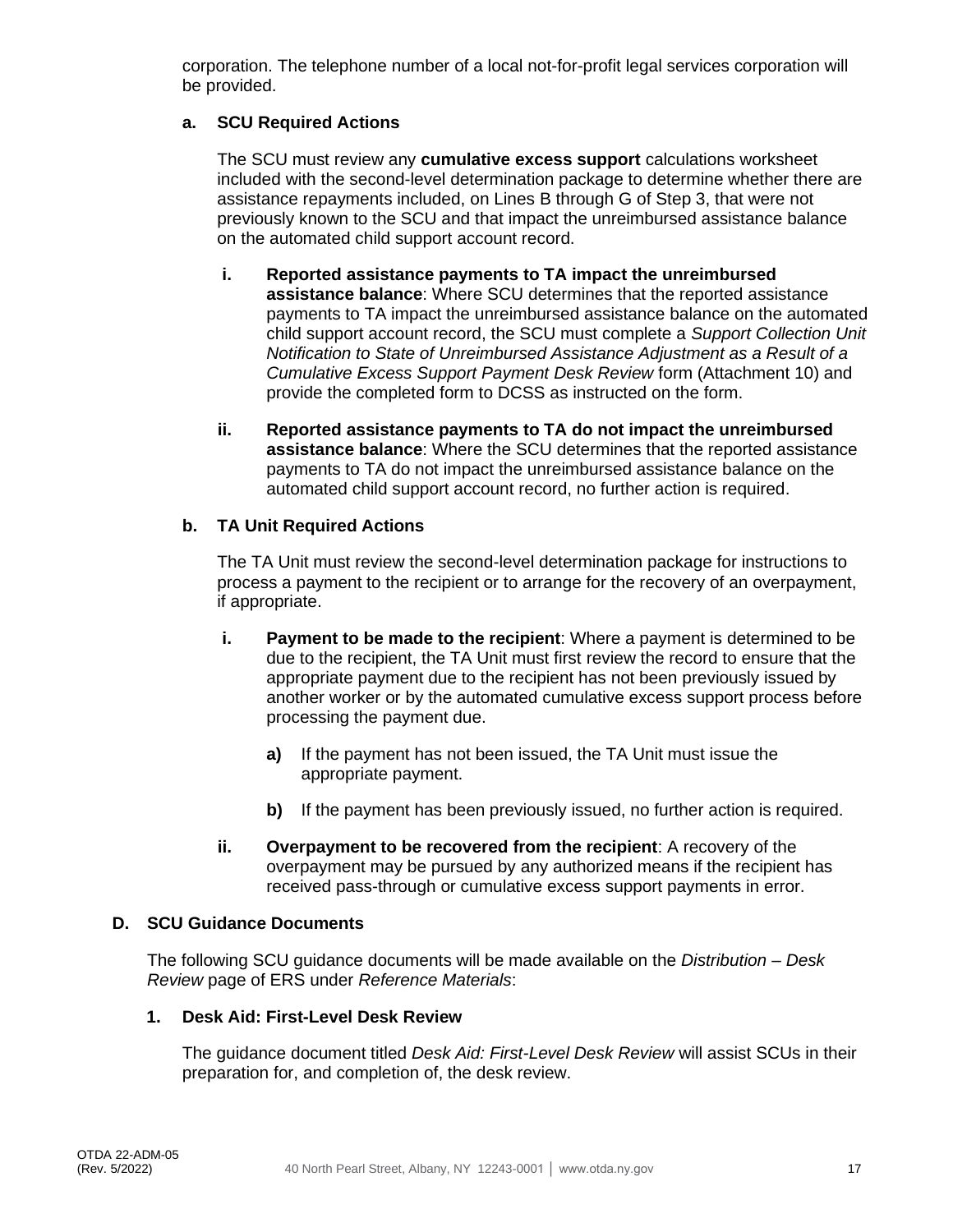corporation. The telephone number of a local not-for-profit legal services corporation will be provided.

#### a. SCU Required Actions

The SCU must review any **cumulative excess support** calculations worksheet included with the second-level determination package to determine whether there are assistance repayments included, on Lines B through G of Step 3, that were not previously known to the SCU and that impact the unreimbursed assistance balance on the automated child support account record.

- **i. Reported assistance payments to TA impact the unreimbursed assistance balance**: Where SCU determines that the reported assistance payments to TA impact the unreimbursed assistance balance on the automated child support account record, the SCU must complete a *Support Collection Unit Notification to State of Unreimbursed Assistance Adjustment as a Result of a Cumulative Excess Support Payment Desk Review* form (Attachment 10) and provide the completed form to DCSS as instructed on the form.

- **ii. Reported assistance payments to TA do not impact the unreimbursed assistance balance**: Where the SCU determines that the reported assistance payments to TA do not impact the unreimbursed assistance balance on the automated child support account record, no further action is required.

#### b. TA Unit Required Actions

The TA Unit must review the second-level determination package for instructions to process a payment to the recipient or to arrange for the recovery of an overpayment, if appropriate.

- **i. Payment to be made to the recipient**: Where a payment is determined to be due to the recipient, the TA Unit must first review the record to ensure that the appropriate payment due to the recipient has not been previously issued by another worker or by the automated cumulative excess support process before processing the payment due.

  - **a)** If the payment has not been issued, the TA Unit must issue the appropriate payment.

  - **b)** If the payment has been previously issued, no further action is required.

- **ii. Overpayment to be recovered from the recipient**: A recovery of the overpayment may be pursued by any authorized means if the recipient has received pass-through or cumulative excess support payments in error.

## D. SCU Guidance Documents

The following SCU guidance documents will be made available on the *Distribution – Desk Review* page of ERS under *Reference Materials*:

### 1. Desk Aid: First-Level Desk Review

The guidance document titled *Desk Aid: First-Level Desk Review* will assist SCUs in their preparation for, and completion of, the desk review.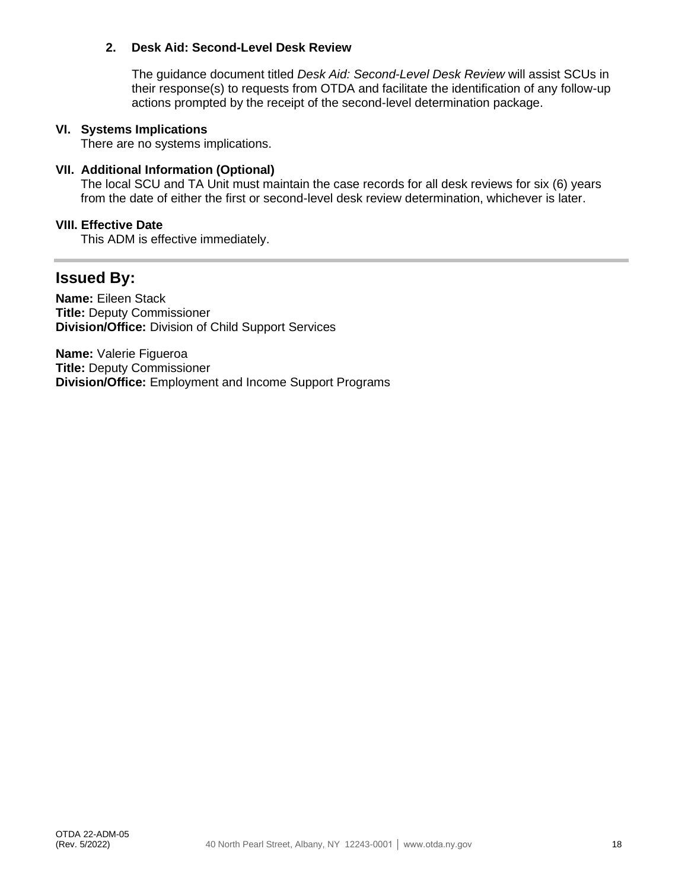### 2. Desk Aid: Second-Level Desk Review

The guidance document titled *Desk Aid: Second-Level Desk Review* will assist SCUs in their response(s) to requests from OTDA and facilitate the identification of any follow-up actions prompted by the receipt of the second-level determination package.

## VI. Systems Implications

There are no systems implications.

## VII. Additional Information (Optional)

The local SCU and TA Unit must maintain the case records for all desk reviews for six (6) years from the date of either the first or second-level desk review determination, whichever is later.

## VIII. Effective Date

This ADM is effective immediately.

---

## Issued By:

**Name:** Eileen Stack
**Title:** Deputy Commissioner
**Division/Office:** Division of Child Support Services

**Name:** Valerie Figueroa
**Title:** Deputy Commissioner
**Division/Office:** Employment and Income Support Programs